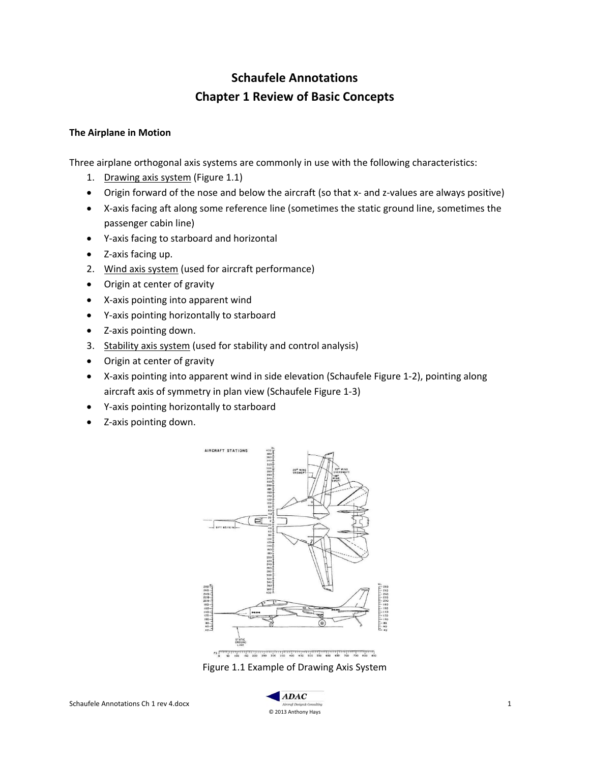# Schaufele Annotations
# Chapter 1 Review of Basic Concepts

**The Airplane in Motion**

Three airplane orthogonal axis systems are commonly in use with the following characteristics:

1. Drawing axis system (Figure 1.1)
   - Origin forward of the nose and below the aircraft (so that x- and z-values are always positive)
   - X-axis facing aft along some reference line (sometimes the static ground line, sometimes the passenger cabin line)
   - Y-axis facing to starboard and horizontal
   - Z-axis facing up.
2. Wind axis system (used for aircraft performance)
   - Origin at center of gravity
   - X-axis pointing into apparent wind
   - Y-axis pointing horizontally to starboard
   - Z-axis pointing down.
3. Stability axis system (used for stability and control analysis)
   - Origin at center of gravity
   - X-axis pointing into apparent wind in side elevation (Schaufele Figure 1-2), pointing along aircraft axis of symmetry in plan view (Schaufele Figure 1-3)
   - Y-axis pointing horizontally to starboard
   - Z-axis pointing down.

Figure 1.1 Example of Drawing Axis System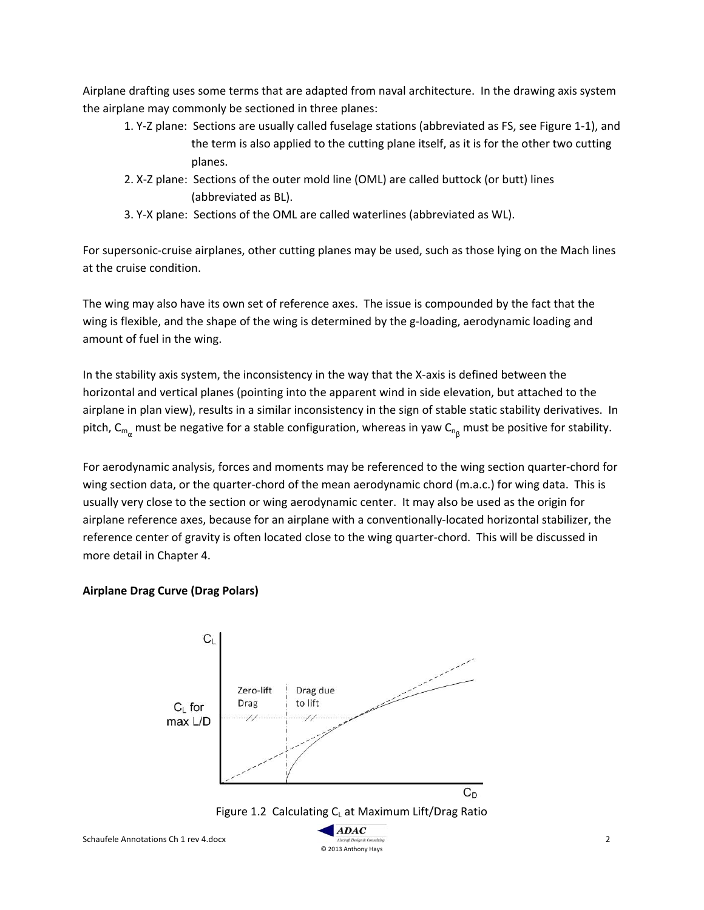Airplane drafting uses some terms that are adapted from naval architecture. In the drawing axis system the airplane may commonly be sectioned in three planes:

1. Y-Z plane: Sections are usually called fuselage stations (abbreviated as FS, see Figure 1-1), and the term is also applied to the cutting plane itself, as it is for the other two cutting planes.
2. X-Z plane: Sections of the outer mold line (OML) are called buttock (or butt) lines (abbreviated as BL).
3. Y-X plane: Sections of the OML are called waterlines (abbreviated as WL).

For supersonic-cruise airplanes, other cutting planes may be used, such as those lying on the Mach lines at the cruise condition.

The wing may also have its own set of reference axes. The issue is compounded by the fact that the wing is flexible, and the shape of the wing is determined by the g-loading, aerodynamic loading and amount of fuel in the wing.

In the stability axis system, the inconsistency in the way that the X-axis is defined between the horizontal and vertical planes (pointing into the apparent wind in side elevation, but attached to the airplane in plan view), results in a similar inconsistency in the sign of stable static stability derivatives. In pitch, $C_{m_\alpha}$ must be negative for a stable configuration, whereas in yaw $C_{n_\beta}$ must be positive for stability.

For aerodynamic analysis, forces and moments may be referenced to the wing section quarter-chord for wing section data, or the quarter-chord of the mean aerodynamic chord (m.a.c.) for wing data. This is usually very close to the section or wing aerodynamic center. It may also be used as the origin for airplane reference axes, because for an airplane with a conventionally-located horizontal stabilizer, the reference center of gravity is often located close to the wing quarter-chord. This will be discussed in more detail in Chapter 4.

**Airplane Drag Curve (Drag Polars)**

Figure 1.2 Calculating $C_L$ at Maximum Lift/Drag Ratio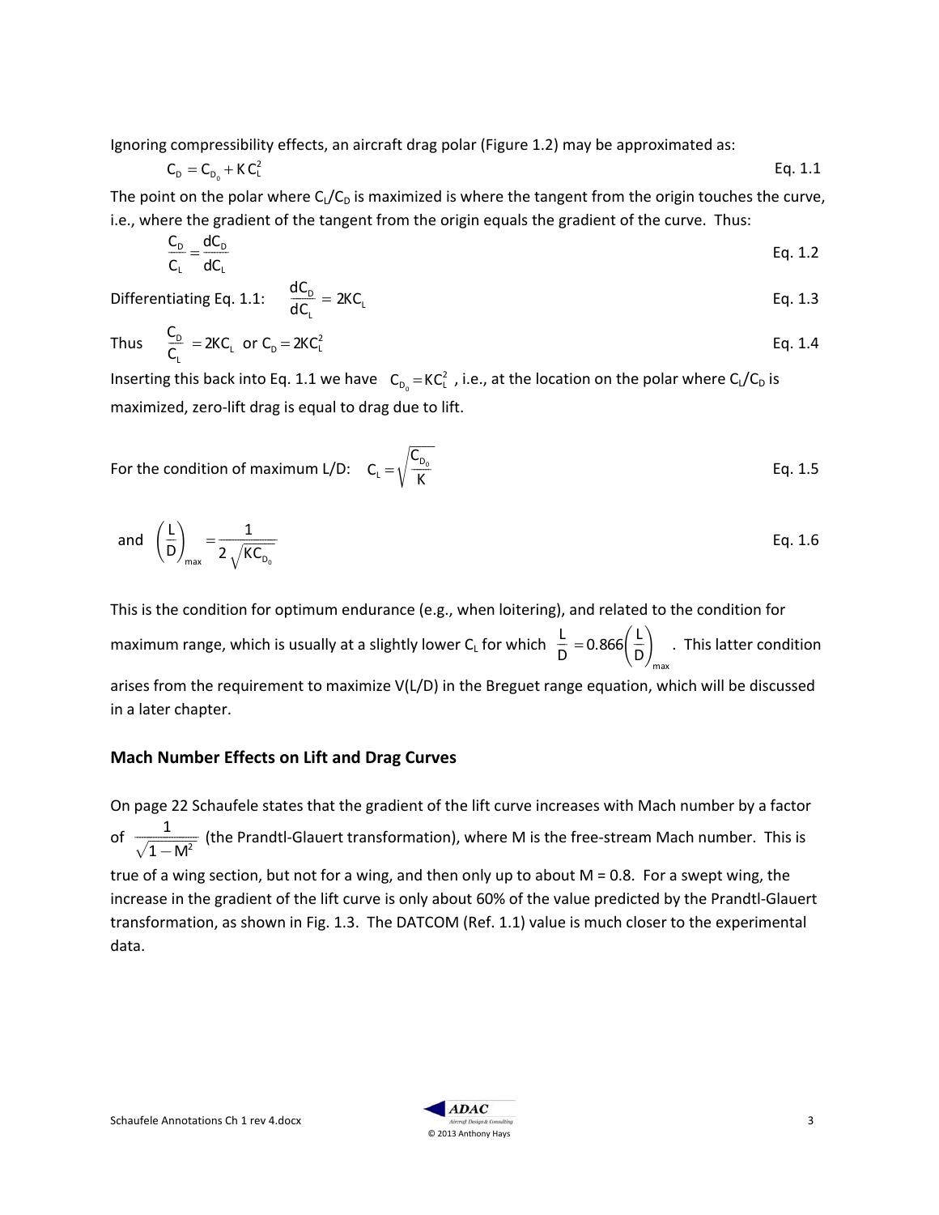Ignoring compressibility effects, an aircraft drag polar (Figure 1.2) may be approximated as:

$$C_D = C_{D_0} + K\,C_L^2 \qquad \text{Eq. 1.1}$$

The point on the polar where $C_L/C_D$ is maximized is where the tangent from the origin touches the curve, i.e., where the gradient of the tangent from the origin equals the gradient of the curve. Thus:

$$\frac{C_D}{C_L} = \frac{dC_D}{dC_L} \qquad \text{Eq. 1.2}$$

Differentiating Eq. 1.1: $\dfrac{dC_D}{dC_L} = 2KC_L$ Eq. 1.3

Thus $\dfrac{C_D}{C_L} = 2KC_L$ or $C_D = 2KC_L^2$ Eq. 1.4

Inserting this back into Eq. 1.1 we have $C_{D_0} = KC_L^2$ , i.e., at the location on the polar where $C_L/C_D$ is maximized, zero-lift drag is equal to drag due to lift.

For the condition of maximum L/D: $C_L = \sqrt{\dfrac{C_{D_0}}{K}}$ Eq. 1.5

and $\left(\dfrac{L}{D}\right)_{max} = \dfrac{1}{2\sqrt{KC_{D_0}}}$ Eq. 1.6

This is the condition for optimum endurance (e.g., when loitering), and related to the condition for maximum range, which is usually at a slightly lower $C_L$ for which $\dfrac{L}{D} = 0.866\left(\dfrac{L}{D}\right)_{max}$ . This latter condition arises from the requirement to maximize V(L/D) in the Breguet range equation, which will be discussed in a later chapter.

## Mach Number Effects on Lift and Drag Curves

On page 22 Schaufele states that the gradient of the lift curve increases with Mach number by a factor of $\dfrac{1}{\sqrt{1-M^2}}$ (the Prandtl-Glauert transformation), where M is the free-stream Mach number. This is true of a wing section, but not for a wing, and then only up to about M = 0.8. For a swept wing, the increase in the gradient of the lift curve is only about 60% of the value predicted by the Prandtl-Glauert transformation, as shown in Fig. 1.3. The DATCOM (Ref. 1.1) value is much closer to the experimental data.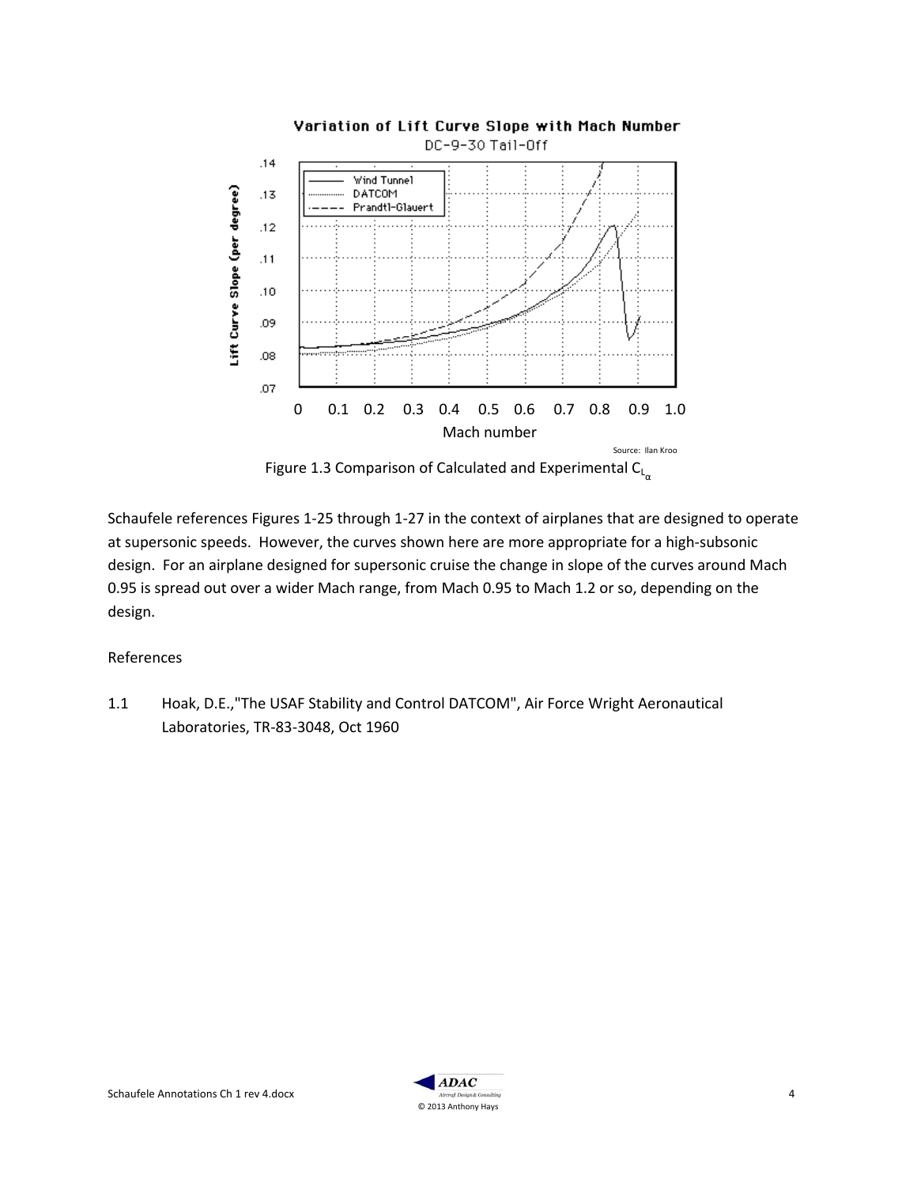Variation of Lift Curve Slope with Mach Number

DC-9-30 Tail-Off

Lift Curve Slope (per degree)

.14
.13
.12
.11
.10
.09
.08
.07

Wind Tunnel
DATCOM
Prandtl-Glauert

0 0.1 0.2 0.3 0.4 0.5 0.6 0.7 0.8 0.9 1.0

Mach number

Source: Ilan Kroo

Figure 1.3 Comparison of Calculated and Experimental $C_{L_\alpha}$

Schaufele references Figures 1-25 through 1-27 in the context of airplanes that are designed to operate at supersonic speeds. However, the curves shown here are more appropriate for a high-subsonic design. For an airplane designed for supersonic cruise the change in slope of the curves around Mach 0.95 is spread out over a wider Mach range, from Mach 0.95 to Mach 1.2 or so, depending on the design.

References

1.1 Hoak, D.E.,"The USAF Stability and Control DATCOM", Air Force Wright Aeronautical Laboratories, TR-83-3048, Oct 1960